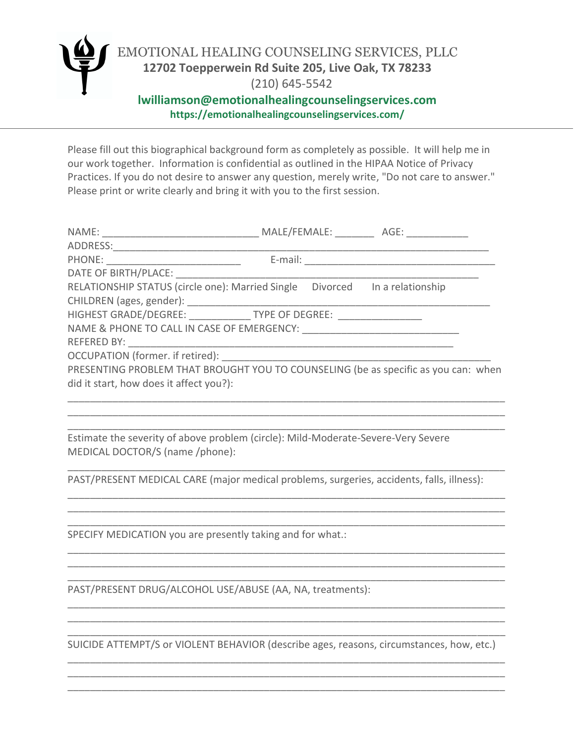# EMOTIONAL HEALING COUNSELING SERVICES, PLLC

**12702 Toepperwein Rd Suite 205, Live Oak, TX 78233**

(210) 645-5542

**lwilliamson@emotionalhealingcounselingservices.com**

**https://emotionalhealingcounselingservices.com/**

---

Please fill out this biographical background form as completely as possible. It will help me in our work together. Information is confidential as outlined in the HIPAA Notice of Privacy Practices. If you do not desire to answer any question, merely write, "Do not care to answer." Please print or write clearly and bring it with you to the first session.

NAME: ___________________________ MALE/FEMALE: _______ AGE: ___________

ADDRESS:_________________________________________________________________

PHONE: _______________________ E-mail: _________________________________

DATE OF BIRTH/PLACE: ____________________________________________________

RELATIONSHIP STATUS (circle one): Married Single Divorced In a relationship

CHILDREN (ages, gender): __________________________________________________

HIGHEST GRADE/DEGREE: ___________ TYPE OF DEGREE: _______________

NAME & PHONE TO CALL IN CASE OF EMERGENCY: ___________________________

REFERED BY: ___________________________________________________________

OCCUPATION (former. if retired): ____________________________________________

PRESENTING PROBLEM THAT BROUGHT YOU TO COUNSELING (be as specific as you can: when did it start, how does it affect you?):

_____________________________________________________________________________

_____________________________________________________________________________

_____________________________________________________________________________

Estimate the severity of above problem (circle): Mild-Moderate-Severe-Very Severe

MEDICAL DOCTOR/S (name /phone):

_____________________________________________________________________________

PAST/PRESENT MEDICAL CARE (major medical problems, surgeries, accidents, falls, illness):

_____________________________________________________________________________

_____________________________________________________________________________

_____________________________________________________________________________

SPECIFY MEDICATION you are presently taking and for what.:

_____________________________________________________________________________

_____________________________________________________________________________

_____________________________________________________________________________

PAST/PRESENT DRUG/ALCOHOL USE/ABUSE (AA, NA, treatments):

_____________________________________________________________________________

_____________________________________________________________________________

_____________________________________________________________________________

SUICIDE ATTEMPT/S or VIOLENT BEHAVIOR (describe ages, reasons, circumstances, how, etc.)

_____________________________________________________________________________

_____________________________________________________________________________

_____________________________________________________________________________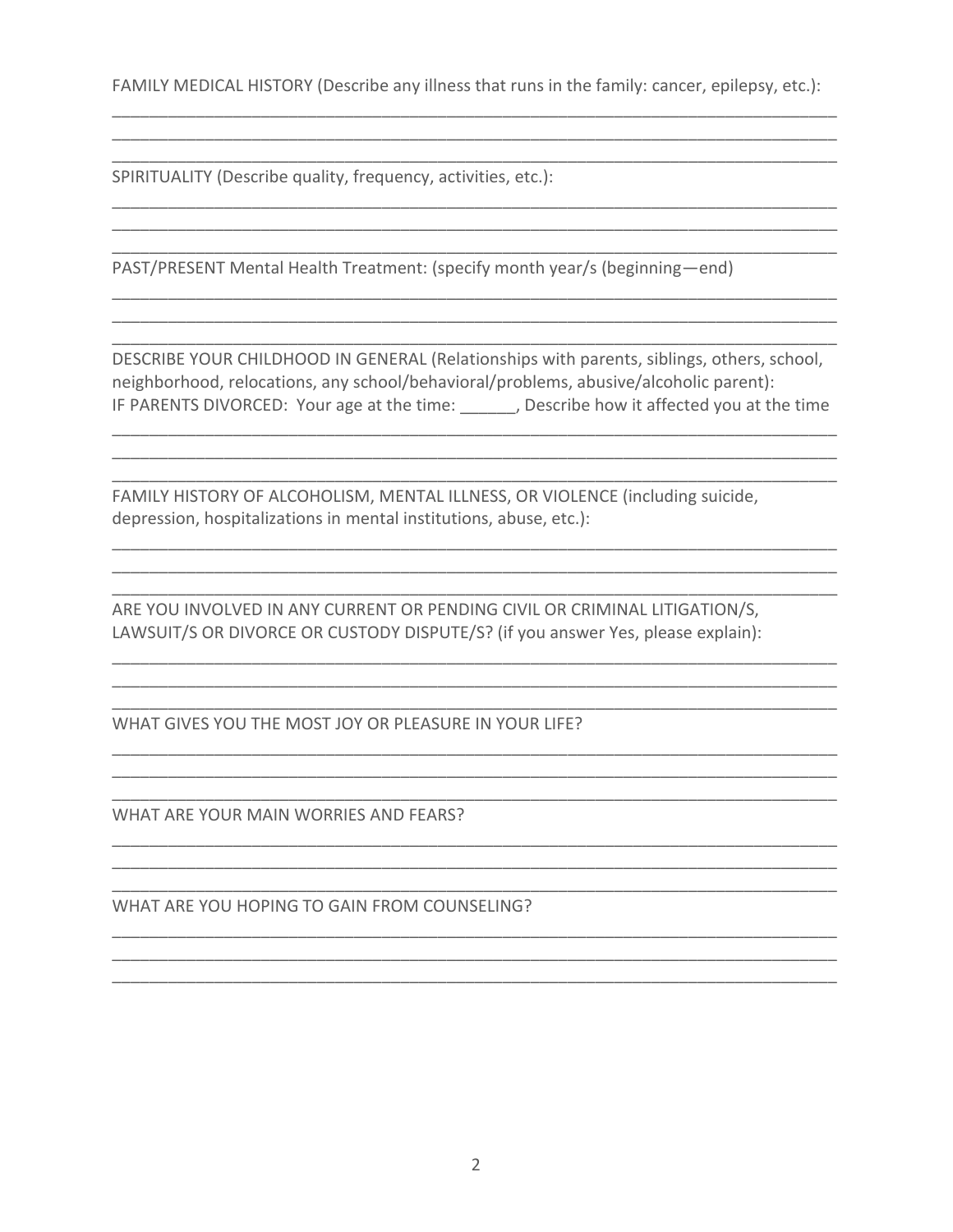FAMILY MEDICAL HISTORY (Describe any illness that runs in the family: cancer, epilepsy, etc.):

_______________________________________________________________________________
_______________________________________________________________________________
_______________________________________________________________________________

SPIRITUALITY (Describe quality, frequency, activities, etc.):

_______________________________________________________________________________
_______________________________________________________________________________
_______________________________________________________________________________

PAST/PRESENT Mental Health Treatment: (specify month year/s (beginning—end)

_______________________________________________________________________________
_______________________________________________________________________________
_______________________________________________________________________________

DESCRIBE YOUR CHILDHOOD IN GENERAL (Relationships with parents, siblings, others, school, neighborhood, relocations, any school/behavioral/problems, abusive/alcoholic parent):
IF PARENTS DIVORCED: Your age at the time: ______, Describe how it affected you at the time

_______________________________________________________________________________
_______________________________________________________________________________
_______________________________________________________________________________

FAMILY HISTORY OF ALCOHOLISM, MENTAL ILLNESS, OR VIOLENCE (including suicide, depression, hospitalizations in mental institutions, abuse, etc.):

_______________________________________________________________________________
_______________________________________________________________________________
_______________________________________________________________________________

ARE YOU INVOLVED IN ANY CURRENT OR PENDING CIVIL OR CRIMINAL LITIGATION/S, LAWSUIT/S OR DIVORCE OR CUSTODY DISPUTE/S? (if you answer Yes, please explain):

_______________________________________________________________________________
_______________________________________________________________________________
_______________________________________________________________________________

WHAT GIVES YOU THE MOST JOY OR PLEASURE IN YOUR LIFE?

_______________________________________________________________________________
_______________________________________________________________________________
_______________________________________________________________________________

WHAT ARE YOUR MAIN WORRIES AND FEARS?

_______________________________________________________________________________
_______________________________________________________________________________
_______________________________________________________________________________

WHAT ARE YOU HOPING TO GAIN FROM COUNSELING?

_______________________________________________________________________________
_______________________________________________________________________________
_______________________________________________________________________________